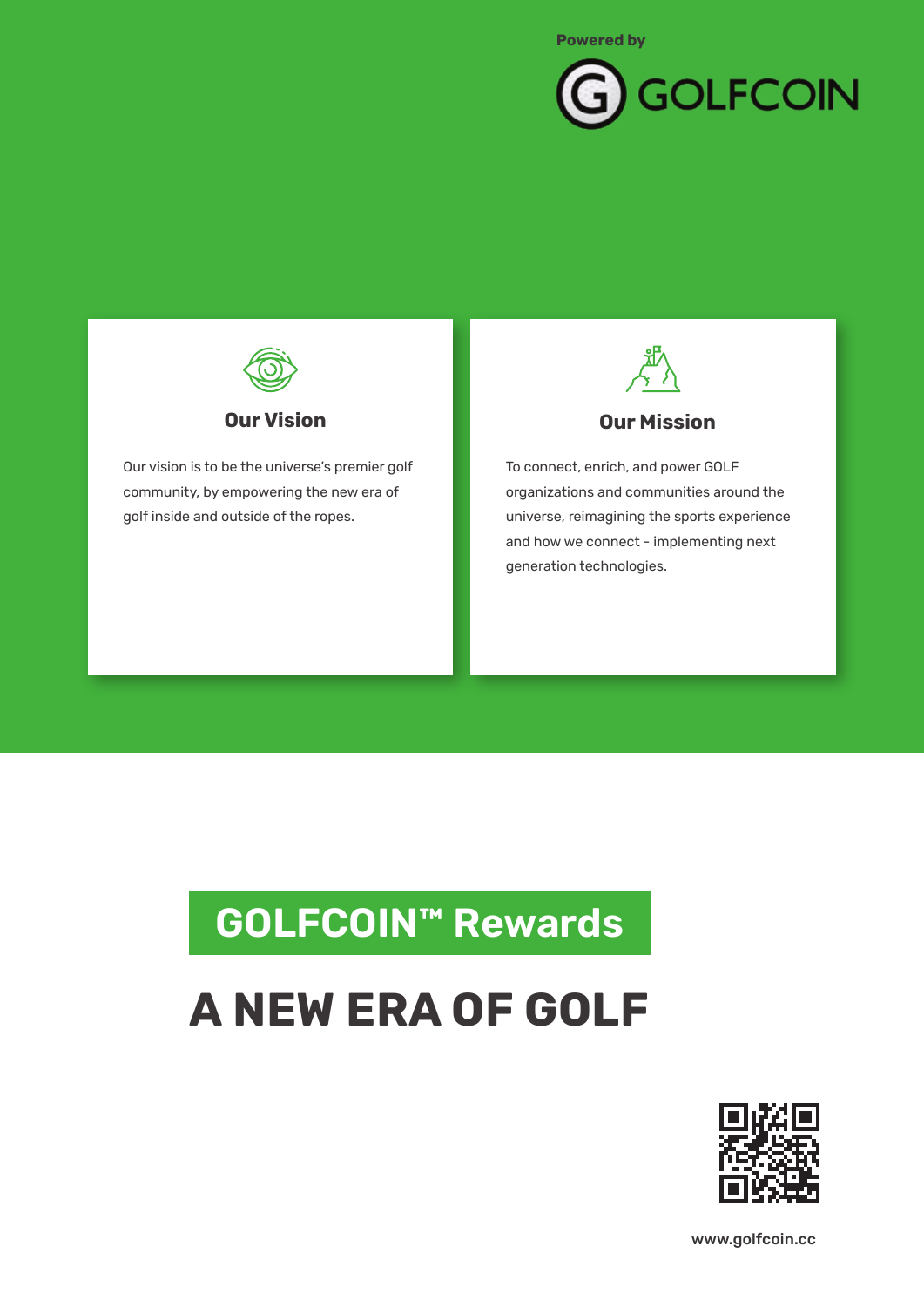Powered by

GOLFCOIN

## Our Vision

Our vision is to be the universe's premier golf community, by empowering the new era of golf inside and outside of the ropes.

## Our Mission

To connect, enrich, and power GOLF organizations and communities around the universe, reimagining the sports experience and how we connect - implementing next generation technologies.

## GOLFCOIN™ Rewards

# A NEW ERA OF GOLF

www.golfcoin.cc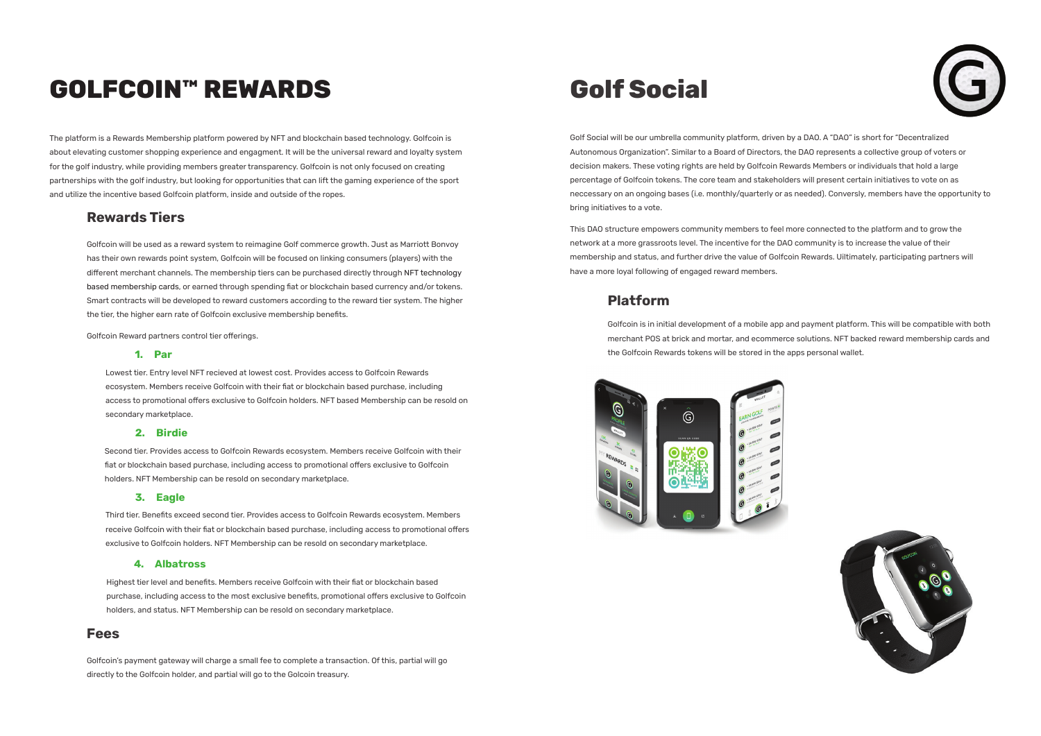# GOLFCOIN™ REWARDS

The platform is a Rewards Membership platform powered by NFT and blockchain based technology. Golfcoin is about elevating customer shopping experience and engagment. It will be the universal reward and loyalty system for the golf industry, while providing members greater transparency. Golfcoin is not only focused on creating partnerships with the golf industry, but looking for opportunities that can lift the gaming experience of the sport and utilize the incentive based Golfcoin platform, inside and outside of the ropes.

## Rewards Tiers

Golfcoin will be used as a reward system to reimagine Golf commerce growth. Just as Marriott Bonvoy has their own rewards point system, Golfcoin will be focused on linking consumers (players) with the different merchant channels. The membership tiers can be purchased directly through NFT technology based membership cards, or earned through spending fiat or blockchain based currency and/or tokens. Smart contracts will be developed to reward customers according to the reward tier system. The higher the tier, the higher earn rate of Golfcoin exclusive membership benefits.

Golfcoin Reward partners control tier offerings.

### 1. Par

Lowest tier. Entry level NFT recieved at lowest cost. Provides access to Golfcoin Rewards ecosystem. Members receive Golfcoin with their fiat or blockchain based purchase, including access to promotional offers exclusive to Golfcoin holders. NFT based Membership can be resold on secondary marketplace.

### 2. Birdie

Second tier. Provides access to Golfcoin Rewards ecosystem. Members receive Golfcoin with their fiat or blockchain based purchase, including access to promotional offers exclusive to Golfcoin holders. NFT Membership can be resold on secondary marketplace.

### 3. Eagle

Third tier. Benefits exceed second tier. Provides access to Golfcoin Rewards ecosystem. Members receive Golfcoin with their fiat or blockchain based purchase, including access to promotional offers exclusive to Golfcoin holders. NFT Membership can be resold on secondary marketplace.

### 4. Albatross

Highest tier level and benefits. Members receive Golfcoin with their fiat or blockchain based purchase, including access to the most exclusive benefits, promotional offers exclusive to Golfcoin holders, and status. NFT Membership can be resold on secondary marketplace.

## Fees

Golfcoin's payment gateway will charge a small fee to complete a transaction. Of this, partial will go directly to the Golfcoin holder, and partial will go to the Golcoin treasury.

# Golf Social

Golf Social will be our umbrella community platform, driven by a DAO. A "DAO" is short for "Decentralized Autonomous Organization". Similar to a Board of Directors, the DAO represents a collective group of voters or decision makers. These voting rights are held by Golfcoin Rewards Members or individuals that hold a large percentage of Golfcoin tokens. The core team and stakeholders will present certain initiatives to vote on as neccessary on an ongoing bases (i.e. monthly/quarterly or as needed). Conversly, members have the opportunity to bring initiatives to a vote.

This DAO structure empowers community members to feel more connected to the platform and to grow the network at a more grassroots level. The incentive for the DAO community is to increase the value of their membership and status, and further drive the value of Golfcoin Rewards. Uiltimately, participating partners will have a more loyal following of engaged reward members.

## Platform

Golfcoin is in initial development of a mobile app and payment platform. This will be compatible with both merchant POS at brick and mortar, and ecommerce solutions. NFT backed reward membership cards and the Golfcoin Rewards tokens will be stored in the apps personal wallet.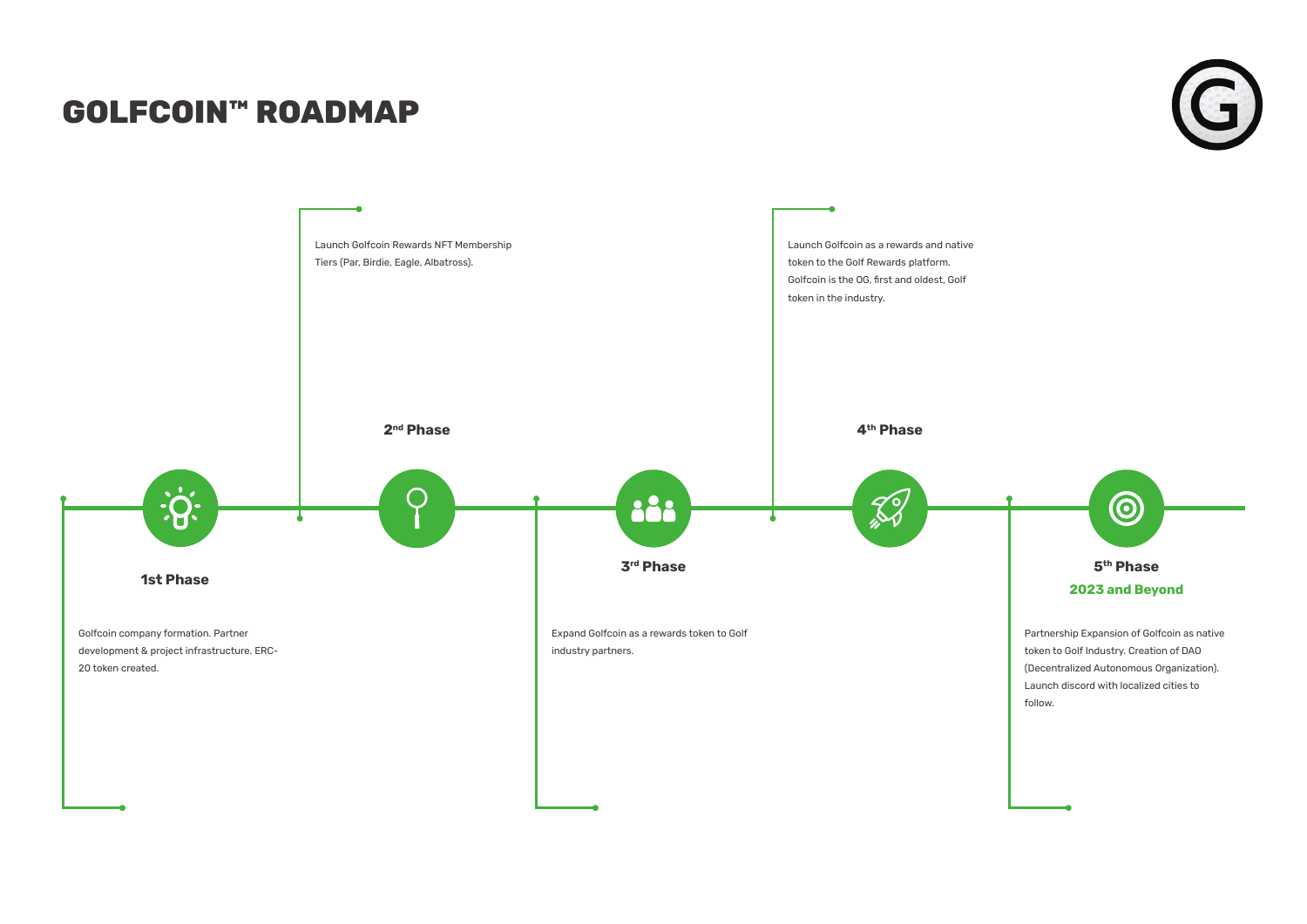# GOLFCOIN™ ROADMAP

**1st Phase**

Golfcoin company formation. Partner development & project infrastructure. ERC-20 token created.

**2nd Phase**

Launch Golfcoin Rewards NFT Membership Tiers (Par, Birdie, Eagle, Albatross).

**3rd Phase**

Expand Golfcoin as a rewards token to Golf industry partners.

**4th Phase**

Launch Golfcoin as a rewards and native token to the Golf Rewards platform. Golfcoin is the OG, first and oldest, Golf token in the industry.

**5th Phase**

**2023 and Beyond**

Partnership Expansion of Golfcoin as native token to Golf Industry. Creation of DAO (Decentralized Autonomous Organization). Launch discord with localized cities to follow.